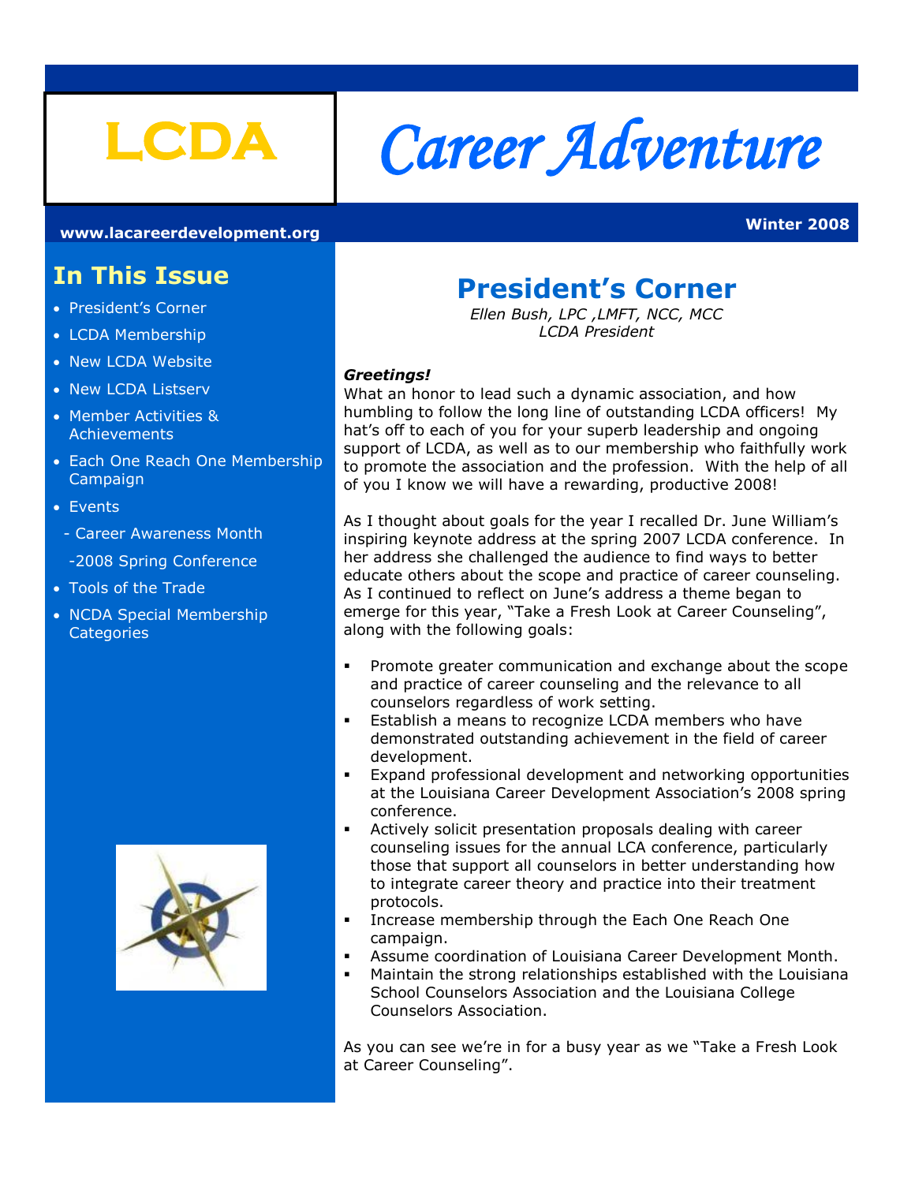# LCDA Career Adventure

www.lacareerdevelopment.org

Winter 2008

## In This Issue

- President's Corner
- LCDA Membership
- New LCDA Website
- New LCDA Listserv
- Member Activities & Achievements
- Each One Reach One Membership Campaign
- Events
  - Career Awareness Month
  - 2008 Spring Conference
- Tools of the Trade
- NCDA Special Membership Categories

## President's Corner

*Ellen Bush, LPC ,LMFT, NCC, MCC*
*LCDA President*

***Greetings!***
What an honor to lead such a dynamic association, and how humbling to follow the long line of outstanding LCDA officers! My hat's off to each of you for your superb leadership and ongoing support of LCDA, as well as to our membership who faithfully work to promote the association and the profession. With the help of all of you I know we will have a rewarding, productive 2008!

As I thought about goals for the year I recalled Dr. June William's inspiring keynote address at the spring 2007 LCDA conference. In her address she challenged the audience to find ways to better educate others about the scope and practice of career counseling. As I continued to reflect on June's address a theme began to emerge for this year, "Take a Fresh Look at Career Counseling", along with the following goals:

- Promote greater communication and exchange about the scope and practice of career counseling and the relevance to all counselors regardless of work setting.
- Establish a means to recognize LCDA members who have demonstrated outstanding achievement in the field of career development.
- Expand professional development and networking opportunities at the Louisiana Career Development Association's 2008 spring conference.
- Actively solicit presentation proposals dealing with career counseling issues for the annual LCA conference, particularly those that support all counselors in better understanding how to integrate career theory and practice into their treatment protocols.
- Increase membership through the Each One Reach One campaign.
- Assume coordination of Louisiana Career Development Month.
- Maintain the strong relationships established with the Louisiana School Counselors Association and the Louisiana College Counselors Association.

As you can see we're in for a busy year as we "Take a Fresh Look at Career Counseling".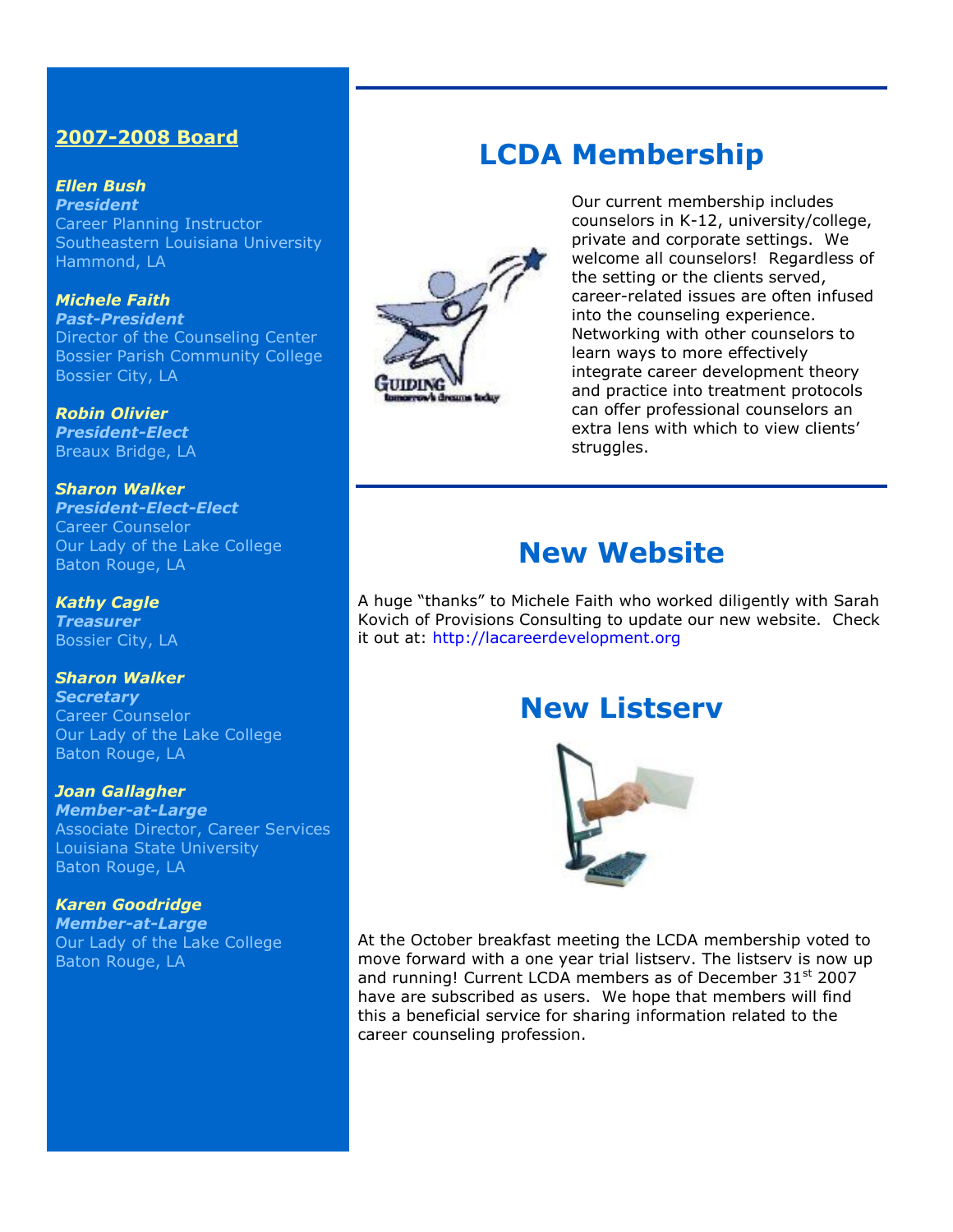## 2007-2008 Board

***Ellen Bush***
***President***
Career Planning Instructor
Southeastern Louisiana University
Hammond, LA

***Michele Faith***
***Past-President***
Director of the Counseling Center
Bossier Parish Community College
Bossier City, LA

***Robin Olivier***
***President-Elect***
Breaux Bridge, LA

***Sharon Walker***
***President-Elect-Elect***
Career Counselor
Our Lady of the Lake College
Baton Rouge, LA

***Kathy Cagle***
***Treasurer***
Bossier City, LA

***Sharon Walker***
***Secretary***
Career Counselor
Our Lady of the Lake College
Baton Rouge, LA

***Joan Gallagher***
***Member-at-Large***
Associate Director, Career Services
Louisiana State University
Baton Rouge, LA

***Karen Goodridge***
***Member-at-Large***
Our Lady of the Lake College
Baton Rouge, LA

# LCDA Membership

Our current membership includes counselors in K-12, university/college, private and corporate settings. We welcome all counselors! Regardless of the setting or the clients served, career-related issues are often infused into the counseling experience. Networking with other counselors to learn ways to more effectively integrate career development theory and practice into treatment protocols can offer professional counselors an extra lens with which to view clients' struggles.

# New Website

A huge "thanks" to Michele Faith who worked diligently with Sarah Kovich of Provisions Consulting to update our new website. Check it out at: http://lacareerdevelopment.org

# New Listserv

At the October breakfast meeting the LCDA membership voted to move forward with a one year trial listserv. The listserv is now up and running! Current LCDA members as of December 31st 2007 have are subscribed as users. We hope that members will find this a beneficial service for sharing information related to the career counseling profession.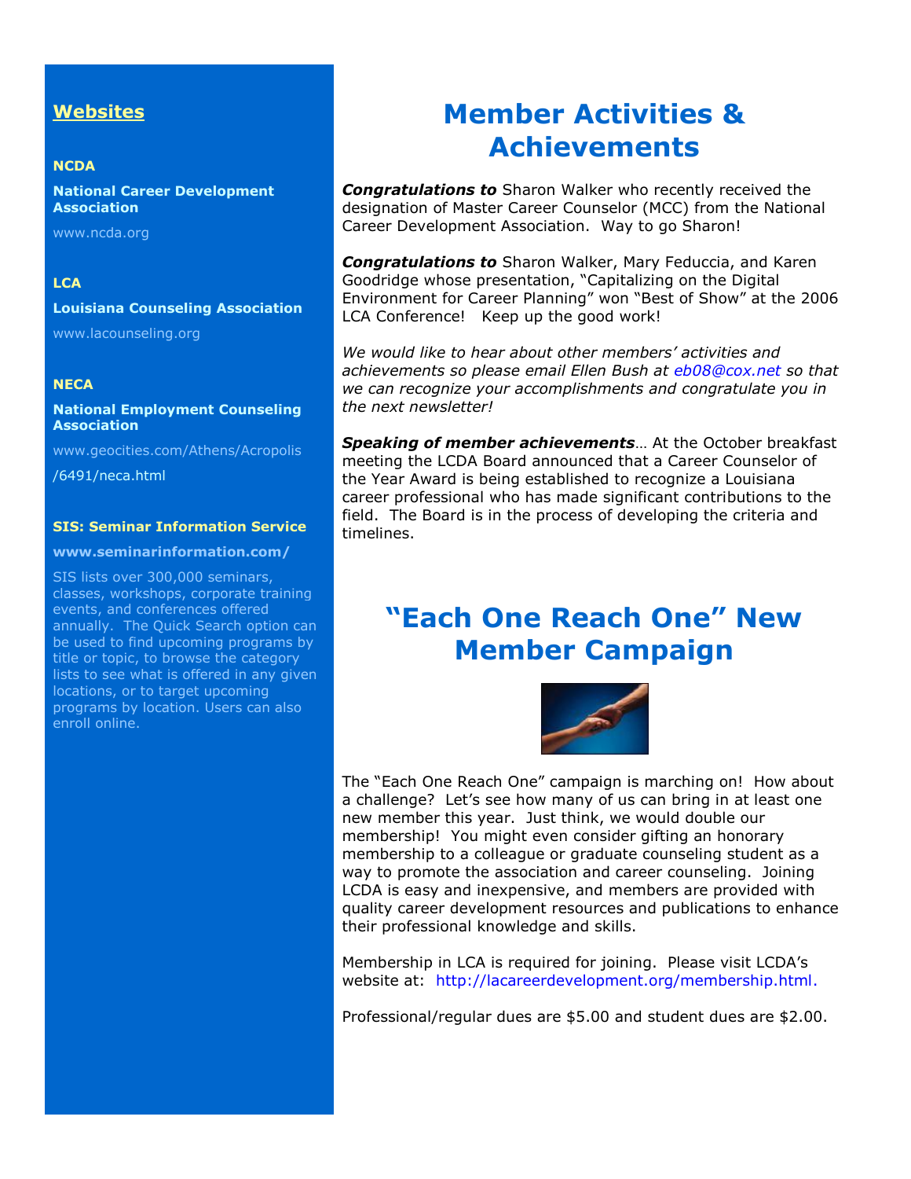## Websites

**NCDA**

**National Career Development Association**

www.ncda.org

**LCA**

**Louisiana Counseling Association**

www.lacounseling.org

**NECA**

**National Employment Counseling Association**

www.geocities.com/Athens/Acropolis
/6491/neca.html

**SIS: Seminar Information Service**

**www.seminarinformation.com/**

SIS lists over 300,000 seminars, classes, workshops, corporate training events, and conferences offered annually. The Quick Search option can be used to find upcoming programs by title or topic, to browse the category lists to see what is offered in any given locations, or to target upcoming programs by location. Users can also enroll online.

# Member Activities & Achievements

***Congratulations to*** Sharon Walker who recently received the designation of Master Career Counselor (MCC) from the National Career Development Association. Way to go Sharon!

***Congratulations to*** Sharon Walker, Mary Feduccia, and Karen Goodridge whose presentation, "Capitalizing on the Digital Environment for Career Planning" won "Best of Show" at the 2006 LCA Conference! Keep up the good work!

*We would like to hear about other members' activities and achievements so please email Ellen Bush at eb08@cox.net so that we can recognize your accomplishments and congratulate you in the next newsletter!*

***Speaking of member achievements***… At the October breakfast meeting the LCDA Board announced that a Career Counselor of the Year Award is being established to recognize a Louisiana career professional who has made significant contributions to the field. The Board is in the process of developing the criteria and timelines.

# "Each One Reach One" New Member Campaign

The "Each One Reach One" campaign is marching on! How about a challenge? Let's see how many of us can bring in at least one new member this year. Just think, we would double our membership! You might even consider gifting an honorary membership to a colleague or graduate counseling student as a way to promote the association and career counseling. Joining LCDA is easy and inexpensive, and members are provided with quality career development resources and publications to enhance their professional knowledge and skills.

Membership in LCA is required for joining. Please visit LCDA's website at: http://lacareerdevelopment.org/membership.html.

Professional/regular dues are $5.00 and student dues are $2.00.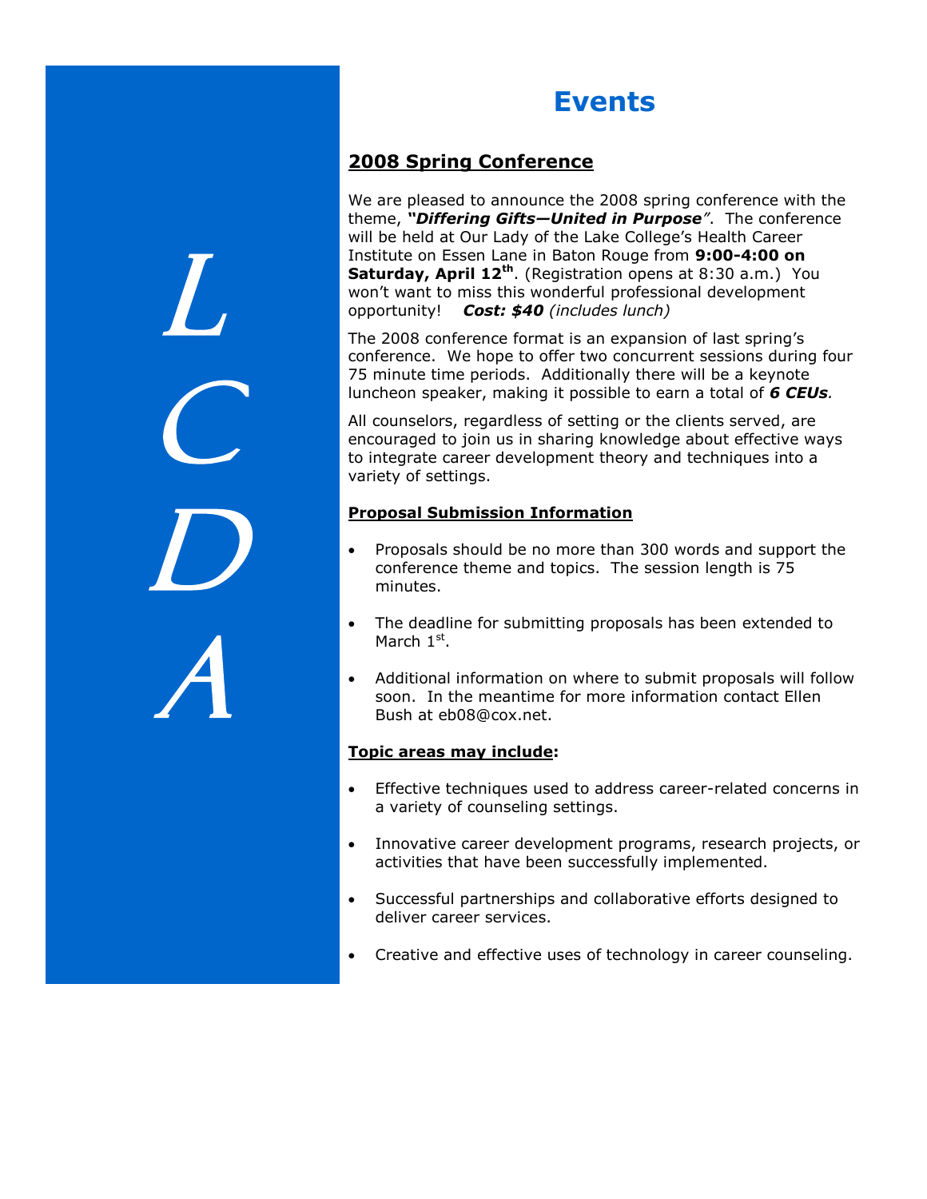L
C
D
A

# Events

## 2008 Spring Conference

We are pleased to announce the 2008 spring conference with the theme, ***"Differing Gifts—United in Purpose"***. The conference will be held at Our Lady of the Lake College's Health Career Institute on Essen Lane in Baton Rouge from **9:00-4:00 on Saturday, April 12th**. (Registration opens at 8:30 a.m.) You won't want to miss this wonderful professional development opportunity! ***Cost: $40*** *(includes lunch)*

The 2008 conference format is an expansion of last spring's conference. We hope to offer two concurrent sessions during four 75 minute time periods. Additionally there will be a keynote luncheon speaker, making it possible to earn a total of ***6 CEUs***.

All counselors, regardless of setting or the clients served, are encouraged to join us in sharing knowledge about effective ways to integrate career development theory and techniques into a variety of settings.

**Proposal Submission Information**

- Proposals should be no more than 300 words and support the conference theme and topics. The session length is 75 minutes.
- The deadline for submitting proposals has been extended to March 1st.
- Additional information on where to submit proposals will follow soon. In the meantime for more information contact Ellen Bush at eb08@cox.net.

**Topic areas may include:**

- Effective techniques used to address career-related concerns in a variety of counseling settings.
- Innovative career development programs, research projects, or activities that have been successfully implemented.
- Successful partnerships and collaborative efforts designed to deliver career services.
- Creative and effective uses of technology in career counseling.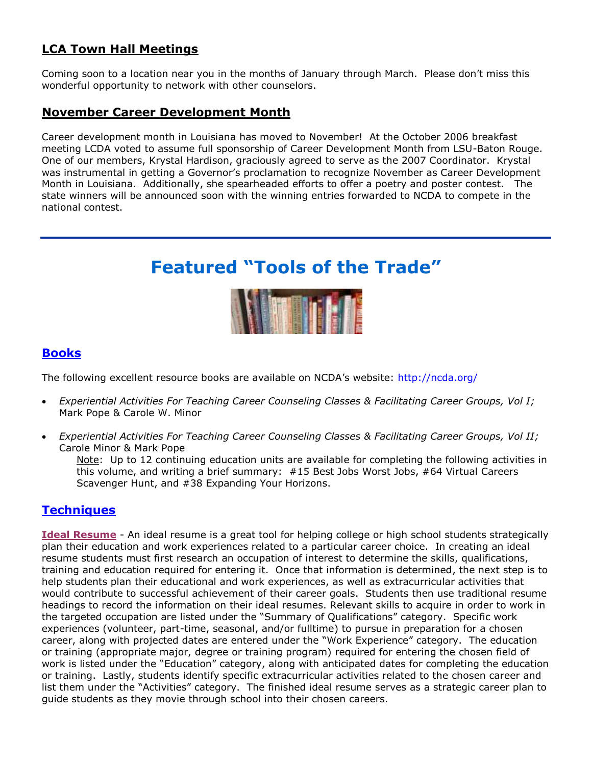## LCA Town Hall Meetings

Coming soon to a location near you in the months of January through March. Please don't miss this wonderful opportunity to network with other counselors.

## November Career Development Month

Career development month in Louisiana has moved to November! At the October 2006 breakfast meeting LCDA voted to assume full sponsorship of Career Development Month from LSU-Baton Rouge. One of our members, Krystal Hardison, graciously agreed to serve as the 2007 Coordinator. Krystal was instrumental in getting a Governor's proclamation to recognize November as Career Development Month in Louisiana. Additionally, she spearheaded efforts to offer a poetry and poster contest. The state winners will be announced soon with the winning entries forwarded to NCDA to compete in the national contest.

---

# Featured "Tools of the Trade"

## Books

The following excellent resource books are available on NCDA's website: http://ncda.org/

- *Experiential Activities For Teaching Career Counseling Classes & Facilitating Career Groups, Vol I;* Mark Pope & Carole W. Minor
- *Experiential Activities For Teaching Career Counseling Classes & Facilitating Career Groups, Vol II;* Carole Minor & Mark Pope

  Note: Up to 12 continuing education units are available for completing the following activities in this volume, and writing a brief summary: #15 Best Jobs Worst Jobs, #64 Virtual Careers Scavenger Hunt, and #38 Expanding Your Horizons.

## Techniques

**Ideal Resume** - An ideal resume is a great tool for helping college or high school students strategically plan their education and work experiences related to a particular career choice. In creating an ideal resume students must first research an occupation of interest to determine the skills, qualifications, training and education required for entering it. Once that information is determined, the next step is to help students plan their educational and work experiences, as well as extracurricular activities that would contribute to successful achievement of their career goals. Students then use traditional resume headings to record the information on their ideal resumes. Relevant skills to acquire in order to work in the targeted occupation are listed under the "Summary of Qualifications" category. Specific work experiences (volunteer, part-time, seasonal, and/or fulltime) to pursue in preparation for a chosen career, along with projected dates are entered under the "Work Experience" category. The education or training (appropriate major, degree or training program) required for entering the chosen field of work is listed under the "Education" category, along with anticipated dates for completing the education or training. Lastly, students identify specific extracurricular activities related to the chosen career and list them under the "Activities" category. The finished ideal resume serves as a strategic career plan to guide students as they movie through school into their chosen careers.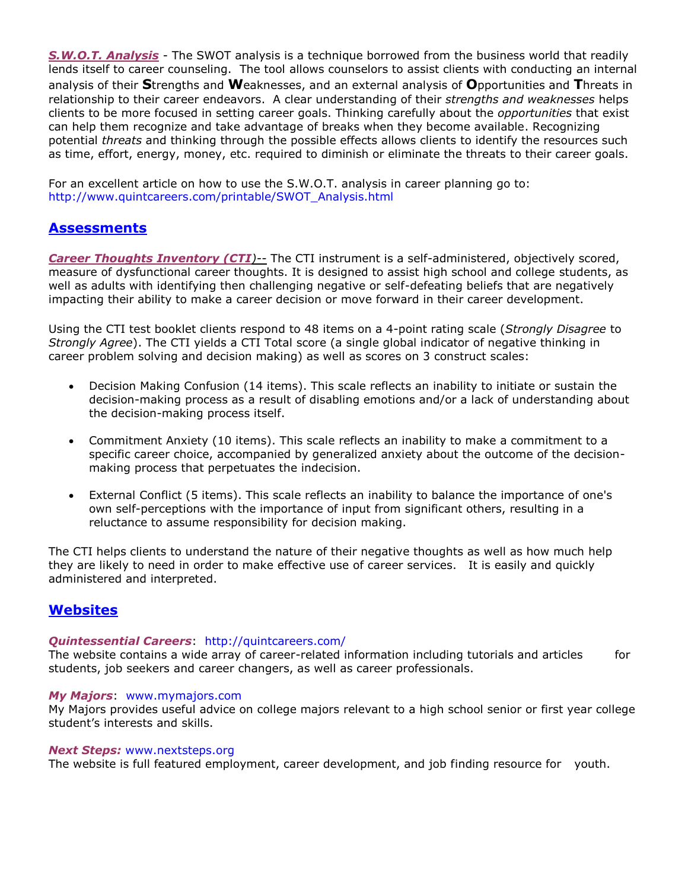***S.W.O.T. Analysis*** - The SWOT analysis is a technique borrowed from the business world that readily lends itself to career counseling. The tool allows counselors to assist clients with conducting an internal analysis of their **S**trengths and **W**eaknesses, and an external analysis of **O**pportunities and **T**hreats in relationship to their career endeavors. A clear understanding of their *strengths and weaknesses* helps clients to be more focused in setting career goals. Thinking carefully about the *opportunities* that exist can help them recognize and take advantage of breaks when they become available. Recognizing potential *threats* and thinking through the possible effects allows clients to identify the resources such as time, effort, energy, money, etc. required to diminish or eliminate the threats to their career goals.

For an excellent article on how to use the S.W.O.T. analysis in career planning go to: http://www.quintcareers.com/printable/SWOT_Analysis.html

## Assessments

***Career Thoughts Inventory (CTI)***-- The CTI instrument is a self-administered, objectively scored, measure of dysfunctional career thoughts. It is designed to assist high school and college students, as well as adults with identifying then challenging negative or self-defeating beliefs that are negatively impacting their ability to make a career decision or move forward in their career development.

Using the CTI test booklet clients respond to 48 items on a 4-point rating scale (*Strongly Disagree* to *Strongly Agree*). The CTI yields a CTI Total score (a single global indicator of negative thinking in career problem solving and decision making) as well as scores on 3 construct scales:

- Decision Making Confusion (14 items). This scale reflects an inability to initiate or sustain the decision-making process as a result of disabling emotions and/or a lack of understanding about the decision-making process itself.
- Commitment Anxiety (10 items). This scale reflects an inability to make a commitment to a specific career choice, accompanied by generalized anxiety about the outcome of the decision-making process that perpetuates the indecision.
- External Conflict (5 items). This scale reflects an inability to balance the importance of one's own self-perceptions with the importance of input from significant others, resulting in a reluctance to assume responsibility for decision making.

The CTI helps clients to understand the nature of their negative thoughts as well as how much help they are likely to need in order to make effective use of career services. It is easily and quickly administered and interpreted.

## Websites

***Quintessential Careers***: http://quintcareers.com/
The website contains a wide array of career-related information including tutorials and articles for students, job seekers and career changers, as well as career professionals.

***My Majors***: www.mymajors.com
My Majors provides useful advice on college majors relevant to a high school senior or first year college student's interests and skills.

***Next Steps:*** www.nextsteps.org
The website is full featured employment, career development, and job finding resource for youth.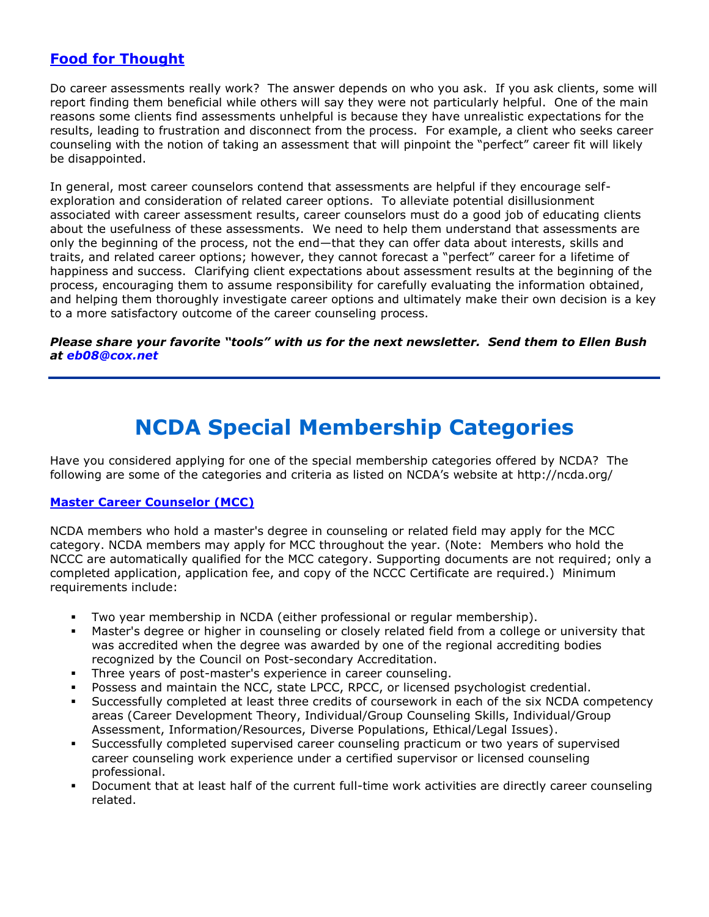## Food for Thought

Do career assessments really work? The answer depends on who you ask. If you ask clients, some will report finding them beneficial while others will say they were not particularly helpful. One of the main reasons some clients find assessments unhelpful is because they have unrealistic expectations for the results, leading to frustration and disconnect from the process. For example, a client who seeks career counseling with the notion of taking an assessment that will pinpoint the "perfect" career fit will likely be disappointed.

In general, most career counselors contend that assessments are helpful if they encourage self-exploration and consideration of related career options. To alleviate potential disillusionment associated with career assessment results, career counselors must do a good job of educating clients about the usefulness of these assessments. We need to help them understand that assessments are only the beginning of the process, not the end—that they can offer data about interests, skills and traits, and related career options; however, they cannot forecast a "perfect" career for a lifetime of happiness and success. Clarifying client expectations about assessment results at the beginning of the process, encouraging them to assume responsibility for carefully evaluating the information obtained, and helping them thoroughly investigate career options and ultimately make their own decision is a key to a more satisfactory outcome of the career counseling process.

***Please share your favorite "tools" with us for the next newsletter. Send them to Ellen Bush at eb08@cox.net***

---

# NCDA Special Membership Categories

Have you considered applying for one of the special membership categories offered by NCDA? The following are some of the categories and criteria as listed on NCDA's website at http://ncda.org/

### Master Career Counselor (MCC)

NCDA members who hold a master's degree in counseling or related field may apply for the MCC category. NCDA members may apply for MCC throughout the year. (Note: Members who hold the NCCC are automatically qualified for the MCC category. Supporting documents are not required; only a completed application, application fee, and copy of the NCCC Certificate are required.) Minimum requirements include:

- Two year membership in NCDA (either professional or regular membership).
- Master's degree or higher in counseling or closely related field from a college or university that was accredited when the degree was awarded by one of the regional accrediting bodies recognized by the Council on Post-secondary Accreditation.
- Three years of post-master's experience in career counseling.
- Possess and maintain the NCC, state LPCC, RPCC, or licensed psychologist credential.
- Successfully completed at least three credits of coursework in each of the six NCDA competency areas (Career Development Theory, Individual/Group Counseling Skills, Individual/Group Assessment, Information/Resources, Diverse Populations, Ethical/Legal Issues).
- Successfully completed supervised career counseling practicum or two years of supervised career counseling work experience under a certified supervisor or licensed counseling professional.
- Document that at least half of the current full-time work activities are directly career counseling related.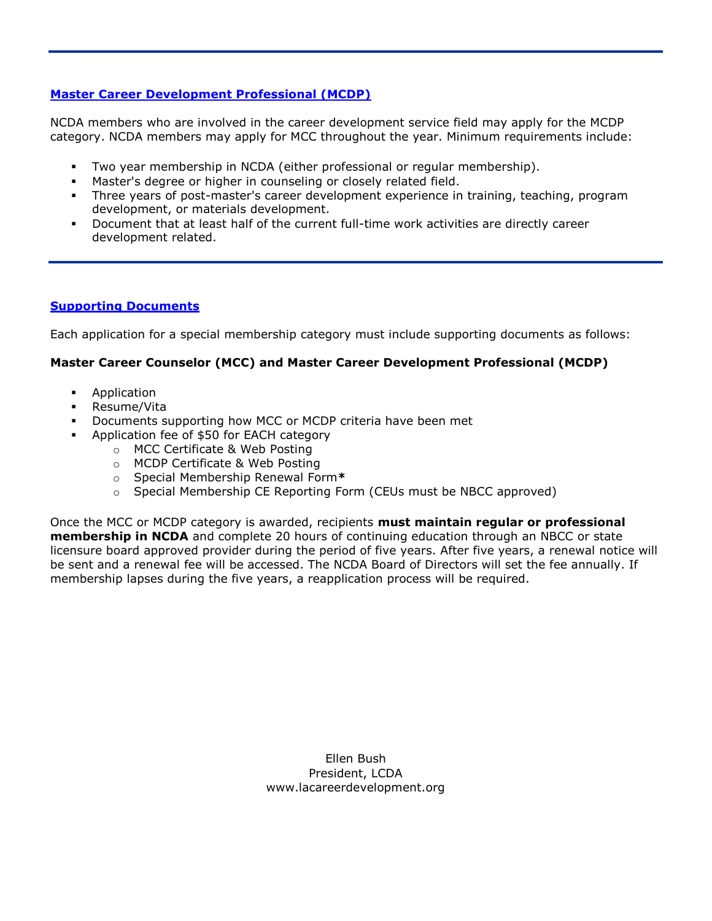## Master Career Development Professional (MCDP)

NCDA members who are involved in the career development service field may apply for the MCDP category. NCDA members may apply for MCC throughout the year. Minimum requirements include:

- Two year membership in NCDA (either professional or regular membership).
- Master's degree or higher in counseling or closely related field.
- Three years of post-master's career development experience in training, teaching, program development, or materials development.
- Document that at least half of the current full-time work activities are directly career development related.

## Supporting Documents

Each application for a special membership category must include supporting documents as follows:

**Master Career Counselor (MCC) and Master Career Development Professional (MCDP)**

- Application
- Resume/Vita
- Documents supporting how MCC or MCDP criteria have been met
- Application fee of $50 for EACH category
  - MCC Certificate & Web Posting
  - MCDP Certificate & Web Posting
  - Special Membership Renewal Form**\***
  - Special Membership CE Reporting Form (CEUs must be NBCC approved)

Once the MCC or MCDP category is awarded, recipients **must maintain regular or professional membership in NCDA** and complete 20 hours of continuing education through an NBCC or state licensure board approved provider during the period of five years. After five years, a renewal notice will be sent and a renewal fee will be accessed. The NCDA Board of Directors will set the fee annually. If membership lapses during the five years, a reapplication process will be required.

Ellen Bush
President, LCDA
www.lacareerdevelopment.org